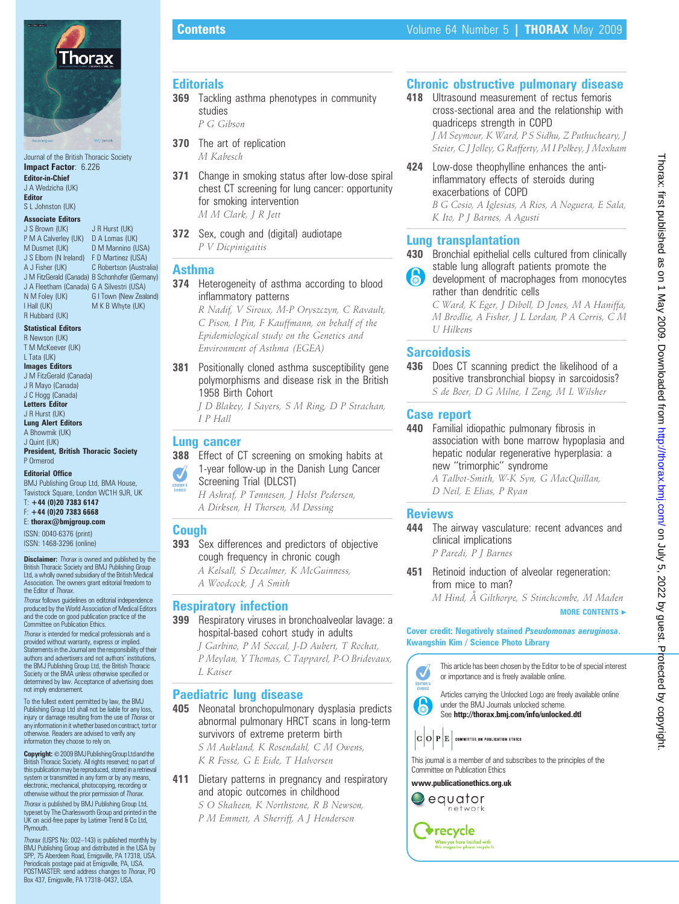Journal of the British Thoracic Society

**Impact Factor**: 6.226

**Editor-in-Chief**
J A Wedzicha (UK)

**Editor**
S L Johnston (UK)

**Associate Editors**
J S Brown (UK)
J R Hurst (UK)
P M A Calverley (UK)
D A Lomas (UK)
M Dusmet (UK)
D M Mannino (USA)
J S Elborn (N Ireland)
F D Martinez (USA)
A J Fisher (UK)
C Robertson (Australia)
J M FitzGerald (Canada)
B Schonhofer (Germany)
J A Fleetham (Canada)
G A Silvestri (USA)
N M Foley (UK)
G I Town (New Zealand)
I Hall (UK)
M K B Whyte (UK)
R Hubbard (UK)

**Statistical Editors**
R Newson (UK)
T M McKeever (UK)
L Tata (UK)

**Images Editors**
J M FitzGerald (Canada)
J R Mayo (Canada)
J C Hogg (Canada)

**Letters Editor**
J R Hurst (UK)

**Lung Alert Editors**
A Bhowmik (UK)
J Quint (UK)

**President, British Thoracic Society**
P Ormerod

**Editorial Office**
BMJ Publishing Group Ltd, BMA House, Tavistock Square, London WC1H 9JR, UK
T: **+44 (0)20 7383 6147**
F: **+44 (0)20 7383 6668**
E: **thorax@bmjgroup.com**

ISSN: 0040-6376 (print)
ISSN: 1468-3296 (online)

**Disclaimer:** *Thorax* is owned and published by the British Thoracic Society and BMJ Publishing Group Ltd, a wholly owned subsidiary of the British Medical Association. The owners grant editorial freedom to the Editor of *Thorax*.

*Thorax* follows guidelines on editorial independence produced by the World Association of Medical Editors and the code on good publication practice of the Committee on Publication Ethics.

*Thorax* is intended for medical professionals and is provided without warranty, express or implied. Statements in the Journal are the responsibility of their authors and advertisers and not authors' institutions, the BMJ Publishing Group Ltd, the British Thoracic Society or the BMA unless otherwise specified or determined by law. Acceptance of advertising does not imply endorsement.

To the fullest extent permitted by law, the BMJ Publishing Group Ltd shall not be liable for any loss, injury or damage resulting from the use of *Thorax* or any information in it whether based on contract, tort or otherwise. Readers are advised to verify any information they choose to rely on.

**Copyright:** © 2009 BMJ Publishing Group Ltd and the British Thoracic Society. All rights reserved; no part of this publication may be reproduced, stored in a retrieval system or transmitted in any form or by any means, electronic, mechanical, photocopying, recording or otherwise without the prior permission of *Thorax*.

*Thorax* is published by BMJ Publishing Group Ltd, typeset by The Charlesworth Group and printed in the UK on acid-free paper by Latimer Trend & Co Ltd, Plymouth.

*Thorax* (USPS No: 002–143) is published monthly by BMJ Publishing Group and distributed in the USA by SPP, 75 Aberdeen Road, Emigsville, PA 17318, USA. Periodicals postage paid at Emigsville, PA, USA. POSTMASTER: send address changes to *Thorax*, PO Box 437, Emigsville, PA 17318–0437, USA.

# Contents

## Editorials

**369** Tackling asthma phenotypes in community studies
*P G Gibson*

**370** The art of replication
*M Kabesch*

**371** Change in smoking status after low-dose spiral chest CT screening for lung cancer: opportunity for smoking intervention
*M M Clark, J R Jett*

**372** Sex, cough and (digital) audiotape
*P V Dicpinigaitis*

## Asthma

**374** Heterogeneity of asthma according to blood inflammatory patterns
*R Nadif, V Siroux, M-P Oryszczyn, C Ravault, C Pison, I Pin, F Kauffmann, on behalf of the Epidemiological study on the Genetics and Environment of Asthma (EGEA)*

**381** Positionally cloned asthma susceptibility gene polymorphisms and disease risk in the British 1958 Birth Cohort
*J D Blakey, I Sayers, S M Ring, D P Strachan, I P Hall*

## Lung cancer

**388** Effect of CT screening on smoking habits at 1-year follow-up in the Danish Lung Cancer Screening Trial (DLCST) (Editor's choice)
*H Ashraf, P Tønnesen, J Holst Pedersen, A Dirksen, H Thorsen, M Døssing*

## Cough

**393** Sex differences and predictors of objective cough frequency in chronic cough
*A Kelsall, S Decalmer, K McGuinness, A Woodcock, J A Smith*

## Respiratory infection

**399** Respiratory viruses in bronchoalveolar lavage: a hospital-based cohort study in adults
*J Garbino, P M Soccal, J-D Aubert, T Rochat, P Meylan, Y Thomas, C Tapparel, P-O Bridevaux, L Kaiser*

## Paediatric lung disease

**405** Neonatal bronchopulmonary dysplasia predicts abnormal pulmonary HRCT scans in long-term survivors of extreme preterm birth
*S M Aukland, K Rosendahl, C M Owens, K R Fosse, G E Eide, T Halvorsen*

**411** Dietary patterns in pregnancy and respiratory and atopic outcomes in childhood
*S O Shaheen, K Northstone, R B Newson, P M Emmett, A Sherriff, A J Henderson*

## Chronic obstructive pulmonary disease

**418** Ultrasound measurement of rectus femoris cross-sectional area and the relationship with quadriceps strength in COPD
*J M Seymour, K Ward, P S Sidhu, Z Puthucheary, J Steier, C J Jolley, G Rafferty, M I Polkey, J Moxham*

**424** Low-dose theophylline enhances the anti-inflammatory effects of steroids during exacerbations of COPD
*B G Cosio, A Iglesias, A Rios, A Noguera, E Sala, K Ito, P J Barnes, A Agusti*

## Lung transplantation

**430** Bronchial epithelial cells cultured from clinically stable lung allograft patients promote the development of macrophages from monocytes rather than dendritic cells (Unlocked)
*C Ward, K Eger, J Diboll, D Jones, M A Haniffa, M Brodlie, A Fisher, J L Lordan, P A Corris, C M U Hilkens*

## Sarcoidosis

**436** Does CT scanning predict the likelihood of a positive transbronchial biopsy in sarcoidosis?
*S de Boer, D G Milne, I Zeng, M L Wilsher*

## Case report

**440** Familial idiopathic pulmonary fibrosis in association with bone marrow hypoplasia and hepatic nodular regenerative hyperplasia: a new "trimorphic" syndrome
*A Talbot-Smith, W-K Syn, G MacQuillan, D Neil, E Elias, P Ryan*

## Reviews

**444** The airway vasculature: recent advances and clinical implications
*P Paredi, P J Barnes*

**451** Retinoid induction of alveolar regeneration: from mice to man?
*M Hind, Å Gilthorpe, S Stinchcombe, M Maden*

**MORE CONTENTS ►**

**Cover credit: Negatively stained *Pseudomonas aeruginosa*. Kwangshin Kim / Science Photo Library**

This article has been chosen by the Editor to be of special interest or importance and is freely available online.

Articles carrying the Unlocked Logo are freely available online under the BMJ Journals unlocked scheme. See **http://thorax.bmj.com/info/unlocked.dtl**

This journal is a member of and subscribes to the principles of the Committee on Publication Ethics

**www.publicationethics.org.uk**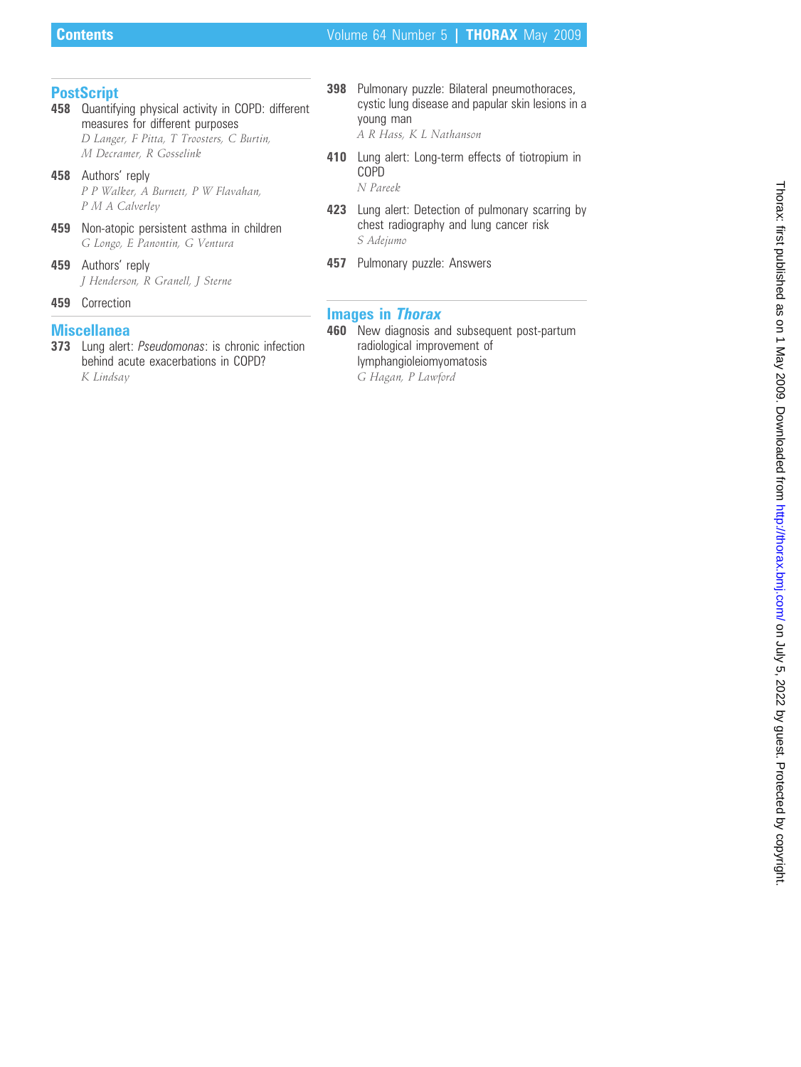## PostScript

**458** Quantifying physical activity in COPD: different measures for different purposes
*D Langer, F Pitta, T Troosters, C Burtin, M Decramer, R Gosselink*

**458** Authors' reply
*P P Walker, A Burnett, P W Flavahan, P M A Calverley*

**459** Non-atopic persistent asthma in children
*G Longo, E Panontin, G Ventura*

**459** Authors' reply
*J Henderson, R Granell, J Sterne*

**459** Correction

## Miscellanea

**373** Lung alert: *Pseudomonas*: is chronic infection behind acute exacerbations in COPD?
*K Lindsay*

**398** Pulmonary puzzle: Bilateral pneumothoraces, cystic lung disease and papular skin lesions in a young man
*A R Hass, K L Nathanson*

**410** Lung alert: Long-term effects of tiotropium in COPD
*N Pareek*

**423** Lung alert: Detection of pulmonary scarring by chest radiography and lung cancer risk
*S Adejumo*

**457** Pulmonary puzzle: Answers

## Images in *Thorax*

**460** New diagnosis and subsequent post-partum radiological improvement of lymphangioleiomyomatosis
*G Hagan, P Lawford*